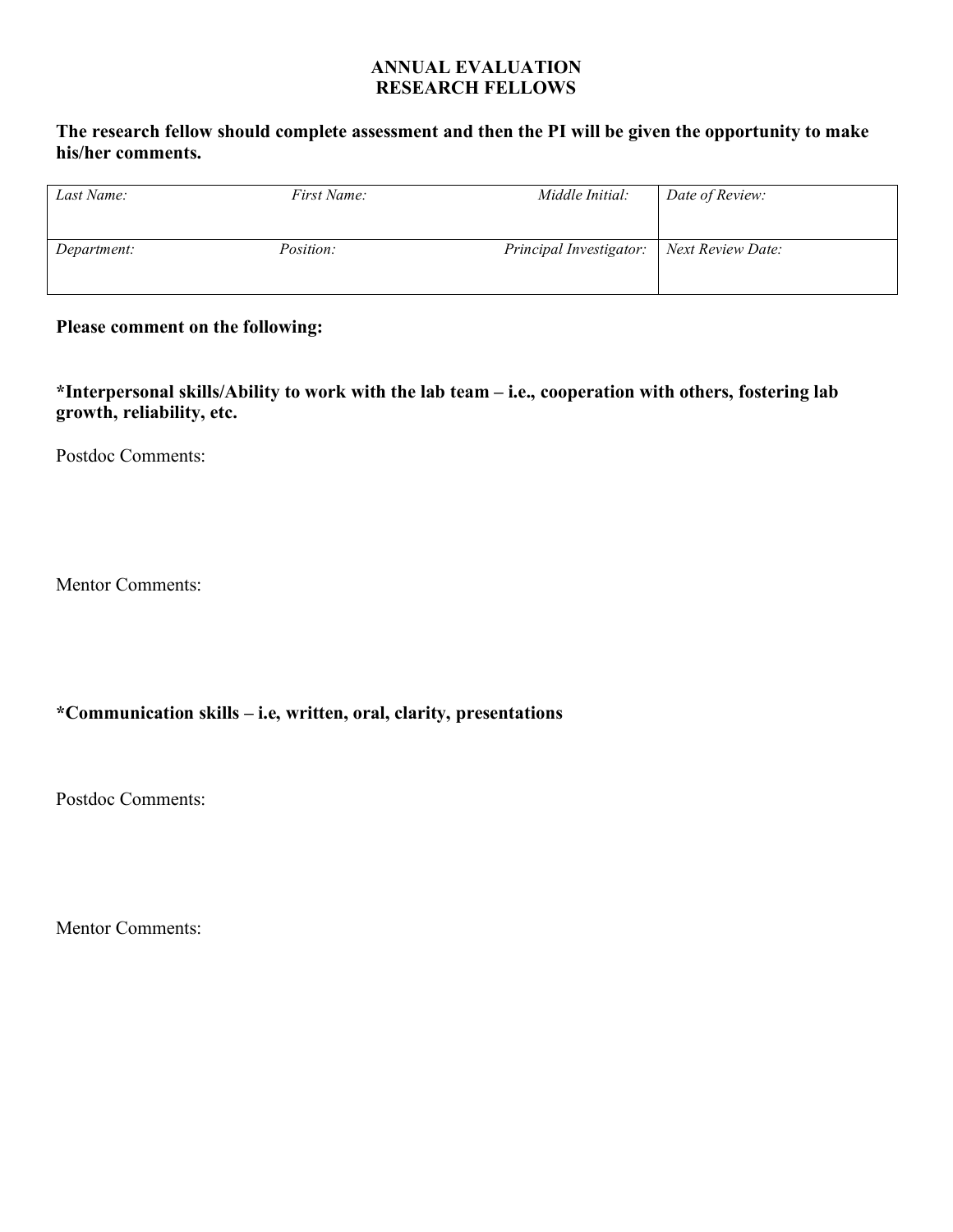# ANNUAL EVALUATION
# RESEARCH FELLOWS

**The research fellow should complete assessment and then the PI will be given the opportunity to make his/her comments.**

| *Last Name:* | *First Name:* | *Middle Initial:* | *Date of Review:* |
|---|---|---|---|
| *Department:* | *Position:* | *Principal Investigator:* | *Next Review Date:* |

**Please comment on the following:**

**\*Interpersonal skills/Ability to work with the lab team – i.e., cooperation with others, fostering lab growth, reliability, etc.**

Postdoc Comments:

Mentor Comments:

**\*Communication skills – i.e, written, oral, clarity, presentations**

Postdoc Comments:

Mentor Comments: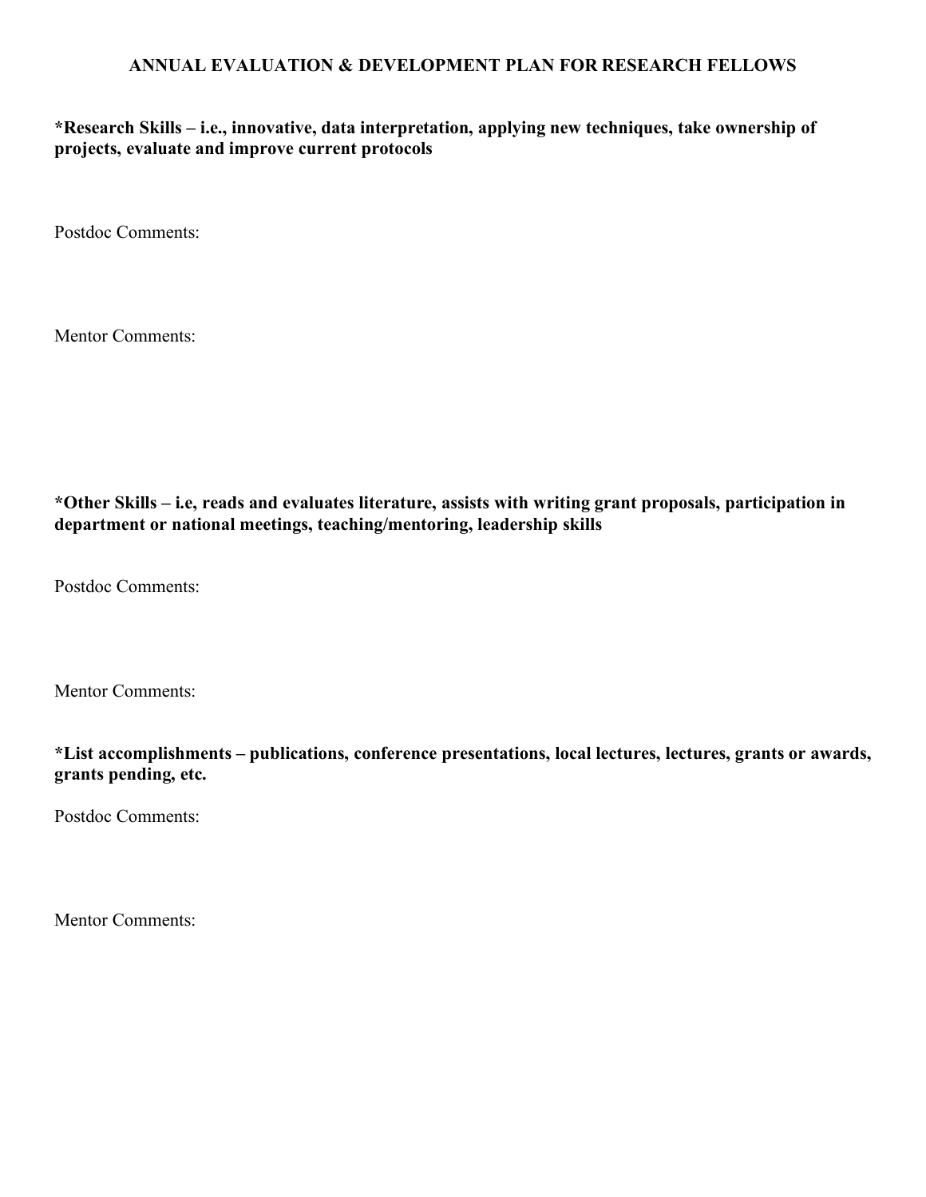## ANNUAL EVALUATION & DEVELOPMENT PLAN FOR RESEARCH FELLOWS

**\*Research Skills – i.e., innovative, data interpretation, applying new techniques, take ownership of projects, evaluate and improve current protocols**

Postdoc Comments:

Mentor Comments:

**\*Other Skills – i.e, reads and evaluates literature, assists with writing grant proposals, participation in department or national meetings, teaching/mentoring, leadership skills**

Postdoc Comments:

Mentor Comments:

**\*List accomplishments – publications, conference presentations, local lectures, lectures, grants or awards, grants pending, etc.**

Postdoc Comments:

Mentor Comments: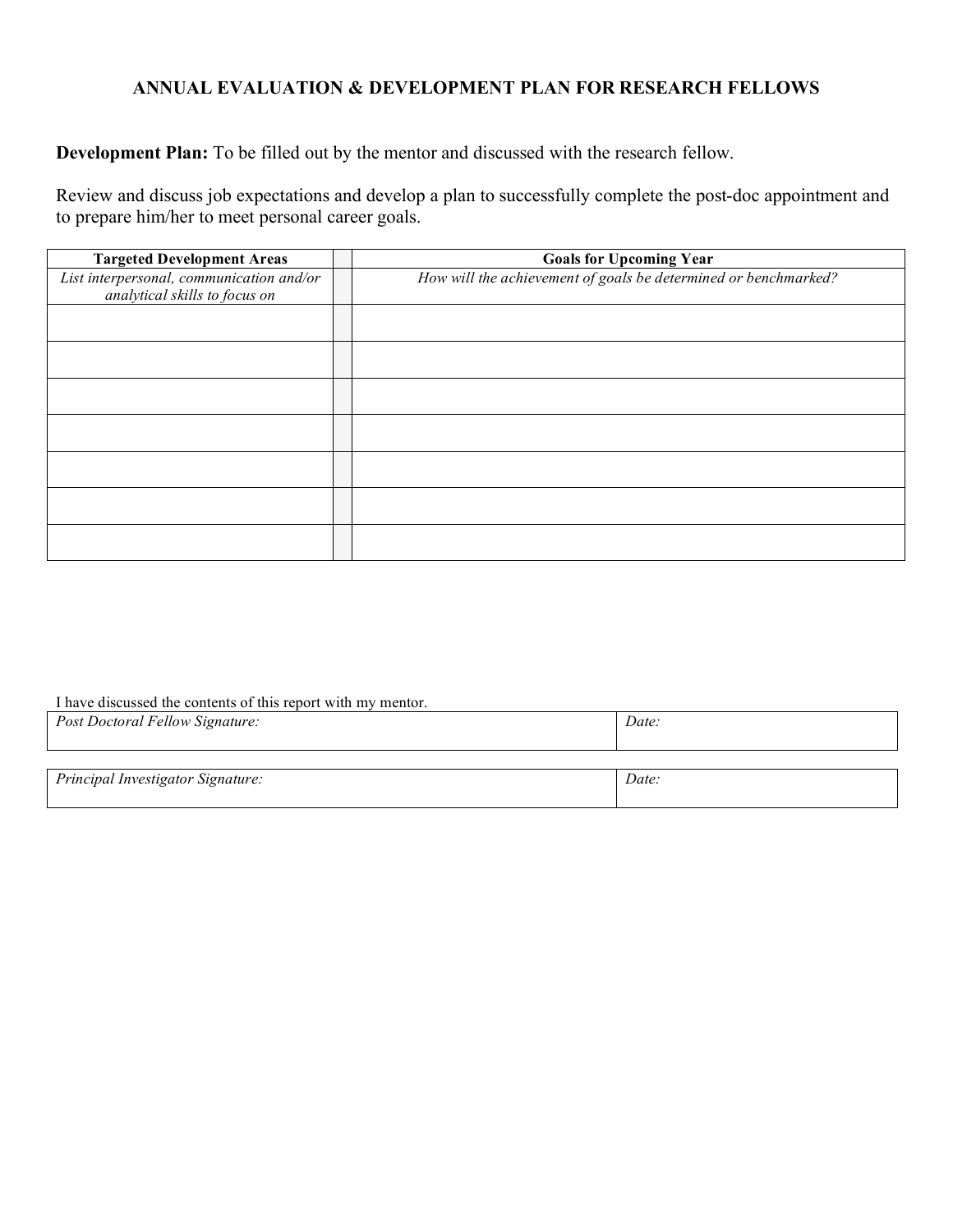**ANNUAL EVALUATION & DEVELOPMENT PLAN FOR RESEARCH FELLOWS**

**Development Plan:** To be filled out by the mentor and discussed with the research fellow.

Review and discuss job expectations and develop a plan to successfully complete the post-doc appointment and to prepare him/her to meet personal career goals.

| **Targeted Development Areas** | | **Goals for Upcoming Year** |
|---|---|---|
| *List interpersonal, communication and/or analytical skills to focus on* | | *How will the achievement of goals be determined or benchmarked?* |
| | | |
| | | |
| | | |
| | | |
| | | |
| | | |
| | | |

I have discussed the contents of this report with my mentor.

| | |
|---|---|
| *Post Doctoral Fellow Signature:* | *Date:* |

| | |
|---|---|
| *Principal Investigator Signature:* | *Date:* |